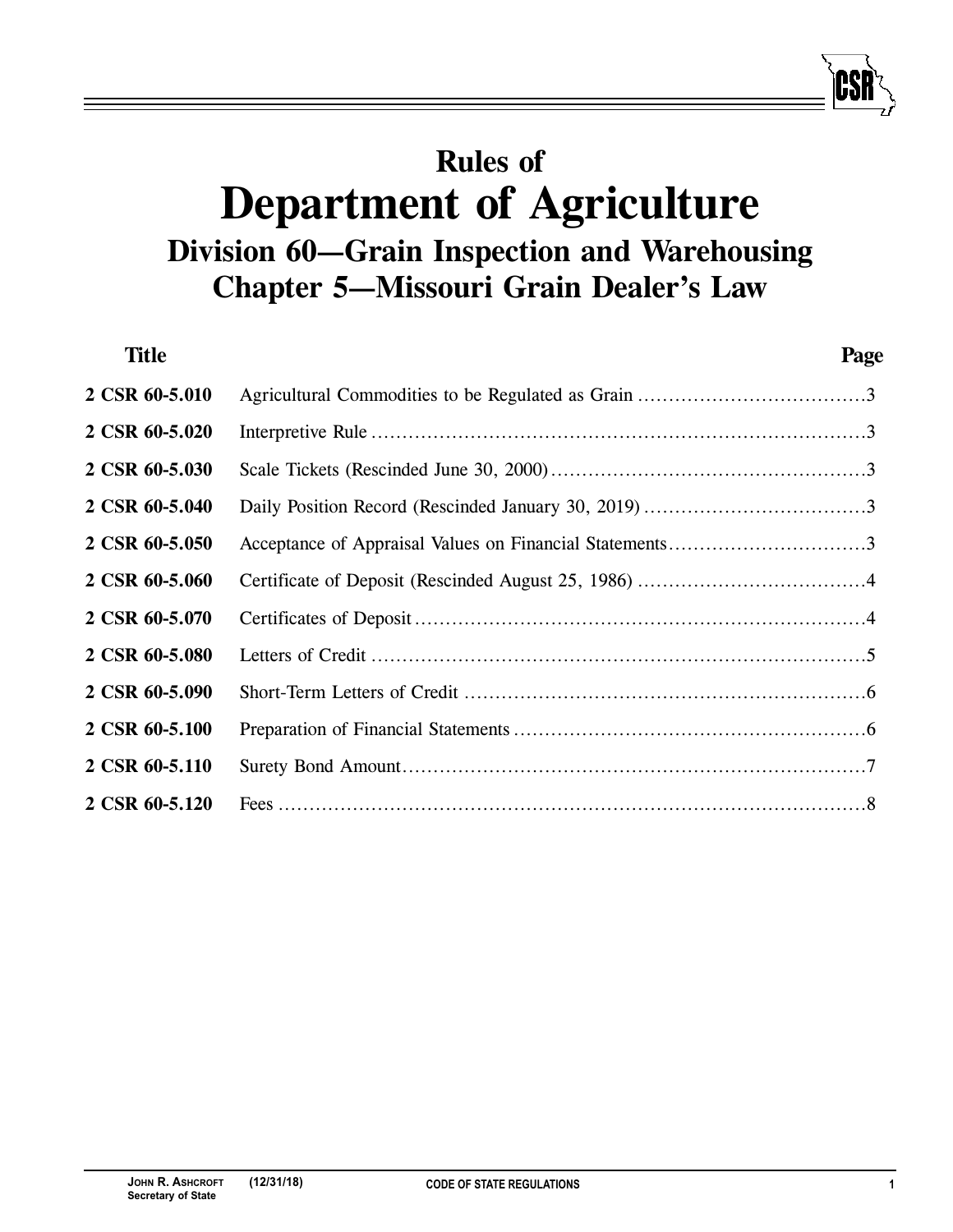# Rules of
# Department of Agriculture
## Division 60—Grain Inspection and Warehousing
## Chapter 5—Missouri Grain Dealer's Law

| Title | | Page |
|---|---|---|
| 2 CSR 60-5.010 | Agricultural Commodities to be Regulated as Grain | 3 |
| 2 CSR 60-5.020 | Interpretive Rule | 3 |
| 2 CSR 60-5.030 | Scale Tickets (Rescinded June 30, 2000) | 3 |
| 2 CSR 60-5.040 | Daily Position Record (Rescinded January 30, 2019) | 3 |
| 2 CSR 60-5.050 | Acceptance of Appraisal Values on Financial Statements | 3 |
| 2 CSR 60-5.060 | Certificate of Deposit (Rescinded August 25, 1986) | 4 |
| 2 CSR 60-5.070 | Certificates of Deposit | 4 |
| 2 CSR 60-5.080 | Letters of Credit | 5 |
| 2 CSR 60-5.090 | Short-Term Letters of Credit | 6 |
| 2 CSR 60-5.100 | Preparation of Financial Statements | 6 |
| 2 CSR 60-5.110 | Surety Bond Amount | 7 |
| 2 CSR 60-5.120 | Fees | 8 |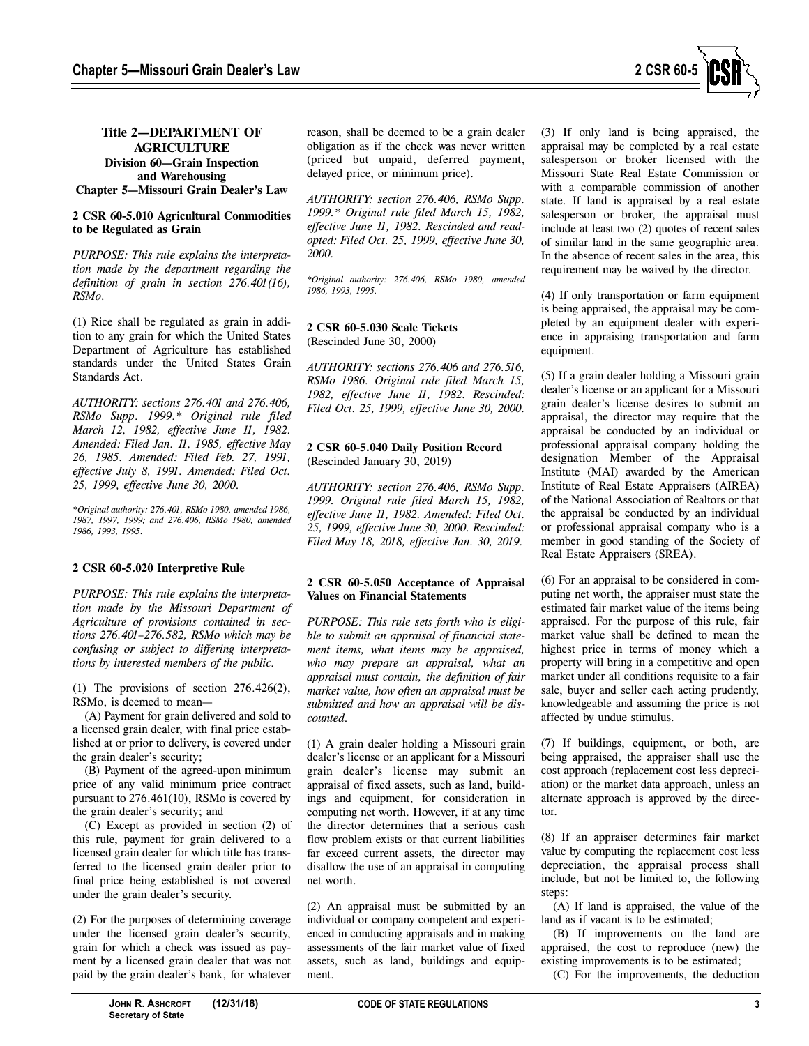## Title 2—DEPARTMENT OF AGRICULTURE
### Division 60—Grain Inspection and Warehousing
### Chapter 5—Missouri Grain Dealer's Law

**2 CSR 60-5.010 Agricultural Commodities to be Regulated as Grain**

*PURPOSE: This rule explains the interpretation made by the department regarding the definition of grain in section 276.401(16), RSMo.*

(1) Rice shall be regulated as grain in addition to any grain for which the United States Department of Agriculture has established standards under the United States Grain Standards Act.

*AUTHORITY: sections 276.401 and 276.406, RSMo Supp. 1999.\* Original rule filed March 12, 1982, effective June 11, 1982. Amended: Filed Jan. 11, 1985, effective May 26, 1985. Amended: Filed Feb. 27, 1991, effective July 8, 1991. Amended: Filed Oct. 25, 1999, effective June 30, 2000.*

*\*Original authority: 276.401, RSMo 1980, amended 1986, 1987, 1997, 1999; and 276.406, RSMo 1980, amended 1986, 1993, 1995.*

**2 CSR 60-5.020 Interpretive Rule**

*PURPOSE: This rule explains the interpretation made by the Missouri Department of Agriculture of provisions contained in sections 276.401–276.582, RSMo which may be confusing or subject to differing interpretations by interested members of the public.*

(1) The provisions of section 276.426(2), RSMo, is deemed to mean—

(A) Payment for grain delivered and sold to a licensed grain dealer, with final price established at or prior to delivery, is covered under the grain dealer's security;

(B) Payment of the agreed-upon minimum price of any valid minimum price contract pursuant to 276.461(10), RSMo is covered by the grain dealer's security; and

(C) Except as provided in section (2) of this rule, payment for grain delivered to a licensed grain dealer for which title has transferred to the licensed grain dealer prior to final price being established is not covered under the grain dealer's security.

(2) For the purposes of determining coverage under the licensed grain dealer's security, grain for which a check was issued as payment by a licensed grain dealer that was not paid by the grain dealer's bank, for whatever reason, shall be deemed to be a grain dealer obligation as if the check was never written (priced but unpaid, deferred payment, delayed price, or minimum price).

*AUTHORITY: section 276.406, RSMo Supp. 1999.\* Original rule filed March 15, 1982, effective June 11, 1982. Rescinded and readopted: Filed Oct. 25, 1999, effective June 30, 2000.*

*\*Original authority: 276.406, RSMo 1980, amended 1986, 1993, 1995.*

**2 CSR 60-5.030 Scale Tickets**
(Rescinded June 30, 2000)

*AUTHORITY: sections 276.406 and 276.516, RSMo 1986. Original rule filed March 15, 1982, effective June 11, 1982. Rescinded: Filed Oct. 25, 1999, effective June 30, 2000.*

**2 CSR 60-5.040 Daily Position Record**
(Rescinded January 30, 2019)

*AUTHORITY: section 276.406, RSMo Supp. 1999. Original rule filed March 15, 1982, effective June 11, 1982. Amended: Filed Oct. 25, 1999, effective June 30, 2000. Rescinded: Filed May 18, 2018, effective Jan. 30, 2019.*

**2 CSR 60-5.050 Acceptance of Appraisal Values on Financial Statements**

*PURPOSE: This rule sets forth who is eligible to submit an appraisal of financial statement items, what items may be appraised, who may prepare an appraisal, what an appraisal must contain, the definition of fair market value, how often an appraisal must be submitted and how an appraisal will be discounted.*

(1) A grain dealer holding a Missouri grain dealer's license or an applicant for a Missouri grain dealer's license may submit an appraisal of fixed assets, such as land, buildings and equipment, for consideration in computing net worth. However, if at any time the director determines that a serious cash flow problem exists or that current liabilities far exceed current assets, the director may disallow the use of an appraisal in computing net worth.

(2) An appraisal must be submitted by an individual or company competent and experienced in conducting appraisals and in making assessments of the fair market value of fixed assets, such as land, buildings and equipment.

(3) If only land is being appraised, the appraisal may be completed by a real estate salesperson or broker licensed with the Missouri State Real Estate Commission or with a comparable commission of another state. If land is appraised by a real estate salesperson or broker, the appraisal must include at least two (2) quotes of recent sales of similar land in the same geographic area. In the absence of recent sales in the area, this requirement may be waived by the director.

(4) If only transportation or farm equipment is being appraised, the appraisal may be completed by an equipment dealer with experience in appraising transportation and farm equipment.

(5) If a grain dealer holding a Missouri grain dealer's license or an applicant for a Missouri grain dealer's license desires to submit an appraisal, the director may require that the appraisal be conducted by an individual or professional appraisal company holding the designation Member of the Appraisal Institute (MAI) awarded by the American Institute of Real Estate Appraisers (AIREA) of the National Association of Realtors or that the appraisal be conducted by an individual or professional appraisal company who is a member in good standing of the Society of Real Estate Appraisers (SREA).

(6) For an appraisal to be considered in computing net worth, the appraiser must state the estimated fair market value of the items being appraised. For the purpose of this rule, fair market value shall be defined to mean the highest price in terms of money which a property will bring in a competitive and open market under all conditions requisite to a fair sale, buyer and seller each acting prudently, knowledgeable and assuming the price is not affected by undue stimulus.

(7) If buildings, equipment, or both, are being appraised, the appraiser shall use the cost approach (replacement cost less depreciation) or the market data approach, unless an alternate approach is approved by the director.

(8) If an appraiser determines fair market value by computing the replacement cost less depreciation, the appraisal process shall include, but not be limited to, the following steps:

(A) If land is appraised, the value of the land as if vacant is to be estimated;

(B) If improvements on the land are appraised, the cost to reproduce (new) the existing improvements is to be estimated;

(C) For the improvements, the deduction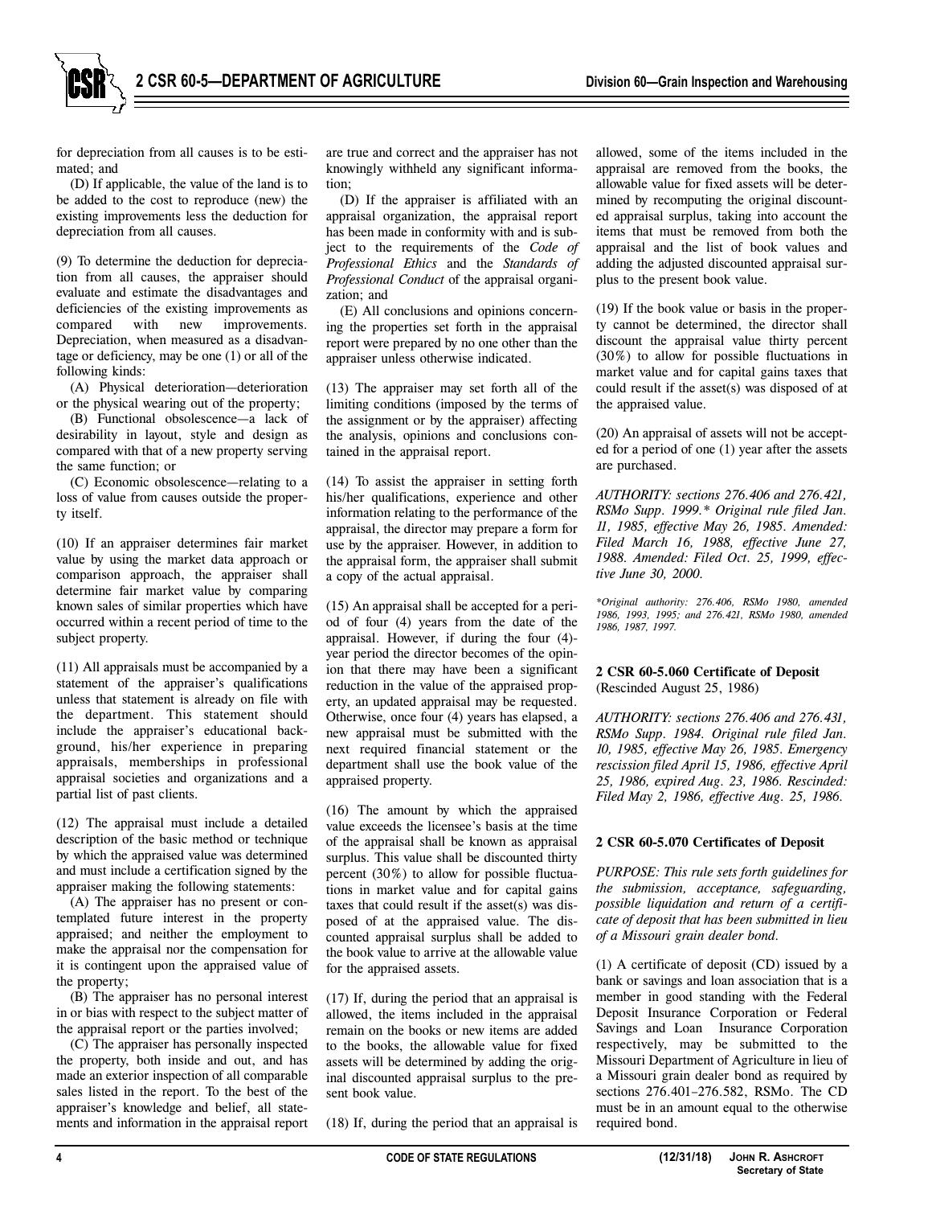for depreciation from all causes is to be estimated; and

(D) If applicable, the value of the land is to be added to the cost to reproduce (new) the existing improvements less the deduction for depreciation from all causes.

(9) To determine the deduction for depreciation from all causes, the appraiser should evaluate and estimate the disadvantages and deficiencies of the existing improvements as compared with new improvements. Depreciation, when measured as a disadvantage or deficiency, may be one (1) or all of the following kinds:

(A) Physical deterioration—deterioration or the physical wearing out of the property;

(B) Functional obsolescence—a lack of desirability in layout, style and design as compared with that of a new property serving the same function; or

(C) Economic obsolescence—relating to a loss of value from causes outside the property itself.

(10) If an appraiser determines fair market value by using the market data approach or comparison approach, the appraiser shall determine fair market value by comparing known sales of similar properties which have occurred within a recent period of time to the subject property.

(11) All appraisals must be accompanied by a statement of the appraiser's qualifications unless that statement is already on file with the department. This statement should include the appraiser's educational background, his/her experience in preparing appraisals, memberships in professional appraisal societies and organizations and a partial list of past clients.

(12) The appraisal must include a detailed description of the basic method or technique by which the appraised value was determined and must include a certification signed by the appraiser making the following statements:

(A) The appraiser has no present or contemplated future interest in the property appraised; and neither the employment to make the appraisal nor the compensation for it is contingent upon the appraised value of the property;

(B) The appraiser has no personal interest in or bias with respect to the subject matter of the appraisal report or the parties involved;

(C) The appraiser has personally inspected the property, both inside and out, and has made an exterior inspection of all comparable sales listed in the report. To the best of the appraiser's knowledge and belief, all statements and information in the appraisal report are true and correct and the appraiser has not knowingly withheld any significant information;

(D) If the appraiser is affiliated with an appraisal organization, the appraisal report has been made in conformity with and is subject to the requirements of the *Code of Professional Ethics* and the *Standards of Professional Conduct* of the appraisal organization; and

(E) All conclusions and opinions concerning the properties set forth in the appraisal report were prepared by no one other than the appraiser unless otherwise indicated.

(13) The appraiser may set forth all of the limiting conditions (imposed by the terms of the assignment or by the appraiser) affecting the analysis, opinions and conclusions contained in the appraisal report.

(14) To assist the appraiser in setting forth his/her qualifications, experience and other information relating to the performance of the appraisal, the director may prepare a form for use by the appraiser. However, in addition to the appraisal form, the appraiser shall submit a copy of the actual appraisal.

(15) An appraisal shall be accepted for a period of four (4) years from the date of the appraisal. However, if during the four (4)-year period the director becomes of the opinion that there may have been a significant reduction in the value of the appraised property, an updated appraisal may be requested. Otherwise, once four (4) years has elapsed, a new appraisal must be submitted with the next required financial statement or the department shall use the book value of the appraised property.

(16) The amount by which the appraised value exceeds the licensee's basis at the time of the appraisal shall be known as appraisal surplus. This value shall be discounted thirty percent (30%) to allow for possible fluctuations in market value and for capital gains taxes that could result if the asset(s) was disposed of at the appraised value. The discounted appraisal surplus shall be added to the book value to arrive at the allowable value for the appraised assets.

(17) If, during the period that an appraisal is allowed, the items included in the appraisal remain on the books or new items are added to the books, the allowable value for fixed assets will be determined by adding the original discounted appraisal surplus to the present book value.

(18) If, during the period that an appraisal is allowed, some of the items included in the appraisal are removed from the books, the allowable value for fixed assets will be determined by recomputing the original discounted appraisal surplus, taking into account the items that must be removed from both the appraisal and the list of book values and adding the adjusted discounted appraisal surplus to the present book value.

(19) If the book value or basis in the property cannot be determined, the director shall discount the appraisal value thirty percent (30%) to allow for possible fluctuations in market value and for capital gains taxes that could result if the asset(s) was disposed of at the appraised value.

(20) An appraisal of assets will not be accepted for a period of one (1) year after the assets are purchased.

*AUTHORITY: sections 276.406 and 276.421, RSMo Supp. 1999.\* Original rule filed Jan. 11, 1985, effective May 26, 1985. Amended: Filed March 16, 1988, effective June 27, 1988. Amended: Filed Oct. 25, 1999, effective June 30, 2000.*

*\*Original authority: 276.406, RSMo 1980, amended 1986, 1993, 1995; and 276.421, RSMo 1980, amended 1986, 1987, 1997.*

**2 CSR 60-5.060 Certificate of Deposit**
(Rescinded August 25, 1986)

*AUTHORITY: sections 276.406 and 276.431, RSMo Supp. 1984. Original rule filed Jan. 10, 1985, effective May 26, 1985. Emergency rescission filed April 15, 1986, effective April 25, 1986, expired Aug. 23, 1986. Rescinded: Filed May 2, 1986, effective Aug. 25, 1986.*

**2 CSR 60-5.070 Certificates of Deposit**

*PURPOSE: This rule sets forth guidelines for the submission, acceptance, safeguarding, possible liquidation and return of a certificate of deposit that has been submitted in lieu of a Missouri grain dealer bond.*

(1) A certificate of deposit (CD) issued by a bank or savings and loan association that is a member in good standing with the Federal Deposit Insurance Corporation or Federal Savings and Loan Insurance Corporation respectively, may be submitted to the Missouri Department of Agriculture in lieu of a Missouri grain dealer bond as required by sections 276.401–276.582, RSMo. The CD must be in an amount equal to the otherwise required bond.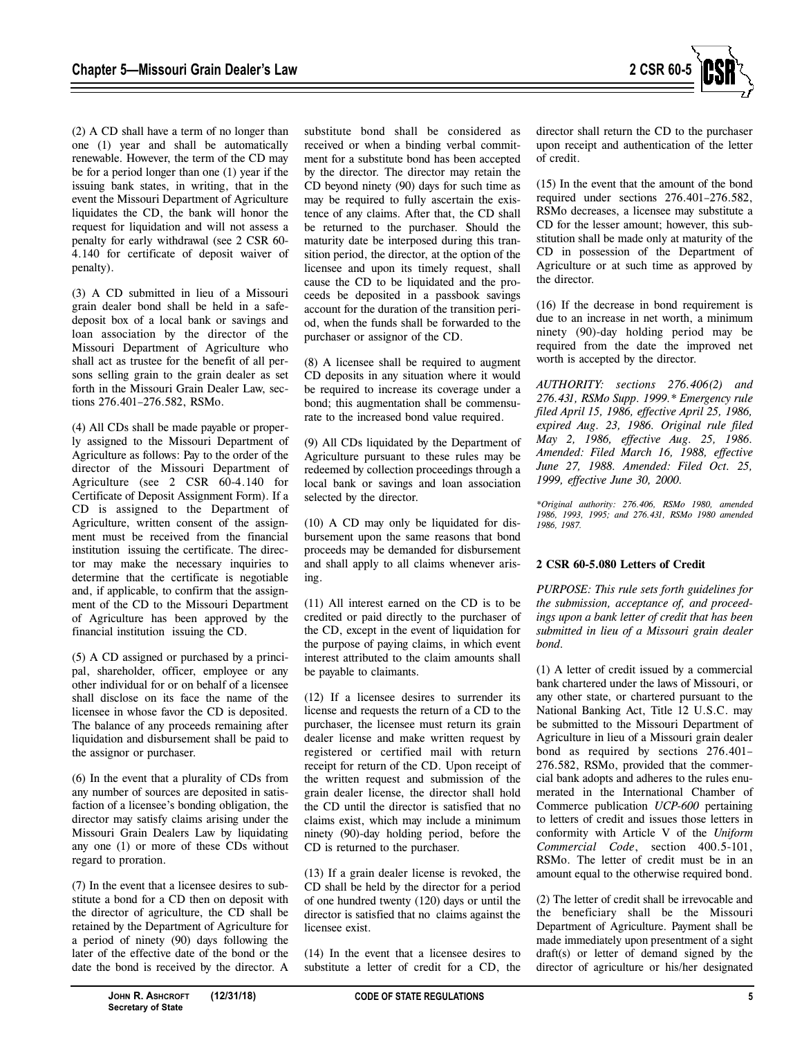(2) A CD shall have a term of no longer than one (1) year and shall be automatically renewable. However, the term of the CD may be for a period longer than one (1) year if the issuing bank states, in writing, that in the event the Missouri Department of Agriculture liquidates the CD, the bank will honor the request for liquidation and will not assess a penalty for early withdrawal (see 2 CSR 60-4.140 for certificate of deposit waiver of penalty).

(3) A CD submitted in lieu of a Missouri grain dealer bond shall be held in a safe-deposit box of a local bank or savings and loan association by the director of the Missouri Department of Agriculture who shall act as trustee for the benefit of all persons selling grain to the grain dealer as set forth in the Missouri Grain Dealer Law, sections 276.401–276.582, RSMo.

(4) All CDs shall be made payable or properly assigned to the Missouri Department of Agriculture as follows: Pay to the order of the director of the Missouri Department of Agriculture (see 2 CSR 60-4.140 for Certificate of Deposit Assignment Form). If a CD is assigned to the Department of Agriculture, written consent of the assignment must be received from the financial institution issuing the certificate. The director may make the necessary inquiries to determine that the certificate is negotiable and, if applicable, to confirm that the assignment of the CD to the Missouri Department of Agriculture has been approved by the financial institution issuing the CD.

(5) A CD assigned or purchased by a principal, shareholder, officer, employee or any other individual for or on behalf of a licensee shall disclose on its face the name of the licensee in whose favor the CD is deposited. The balance of any proceeds remaining after liquidation and disbursement shall be paid to the assignor or purchaser.

(6) In the event that a plurality of CDs from any number of sources are deposited in satisfaction of a licensee's bonding obligation, the director may satisfy claims arising under the Missouri Grain Dealers Law by liquidating any one (1) or more of these CDs without regard to proration.

(7) In the event that a licensee desires to substitute a bond for a CD then on deposit with the director of agriculture, the CD shall be retained by the Department of Agriculture for a period of ninety (90) days following the later of the effective date of the bond or the date the bond is received by the director. A substitute bond shall be considered as received or when a binding verbal commitment for a substitute bond has been accepted by the director. The director may retain the CD beyond ninety (90) days for such time as may be required to fully ascertain the existence of any claims. After that, the CD shall be returned to the purchaser. Should the maturity date be interposed during this transition period, the director, at the option of the licensee and upon its timely request, shall cause the CD to be liquidated and the proceeds be deposited in a passbook savings account for the duration of the transition period, when the funds shall be forwarded to the purchaser or assignor of the CD.

(8) A licensee shall be required to augment CD deposits in any situation where it would be required to increase its coverage under a bond; this augmentation shall be commensurate to the increased bond value required.

(9) All CDs liquidated by the Department of Agriculture pursuant to these rules may be redeemed by collection proceedings through a local bank or savings and loan association selected by the director.

(10) A CD may only be liquidated for disbursement upon the same reasons that bond proceeds may be demanded for disbursement and shall apply to all claims whenever arising.

(11) All interest earned on the CD is to be credited or paid directly to the purchaser of the CD, except in the event of liquidation for the purpose of paying claims, in which event interest attributed to the claim amounts shall be payable to claimants.

(12) If a licensee desires to surrender its license and requests the return of a CD to the purchaser, the licensee must return its grain dealer license and make written request by registered or certified mail with return receipt for return of the CD. Upon receipt of the written request and submission of the grain dealer license, the director shall hold the CD until the director is satisfied that no claims exist, which may include a minimum ninety (90)-day holding period, before the CD is returned to the purchaser.

(13) If a grain dealer license is revoked, the CD shall be held by the director for a period of one hundred twenty (120) days or until the director is satisfied that no claims against the licensee exist.

(14) In the event that a licensee desires to substitute a letter of credit for a CD, the director shall return the CD to the purchaser upon receipt and authentication of the letter of credit.

(15) In the event that the amount of the bond required under sections 276.401–276.582, RSMo decreases, a licensee may substitute a CD for the lesser amount; however, this substitution shall be made only at maturity of the CD in possession of the Department of Agriculture or at such time as approved by the director.

(16) If the decrease in bond requirement is due to an increase in net worth, a minimum ninety (90)-day holding period may be required from the date the improved net worth is accepted by the director.

*AUTHORITY: sections 276.406(2) and 276.431, RSMo Supp. 1999.\* Emergency rule filed April 15, 1986, effective April 25, 1986, expired Aug. 23, 1986. Original rule filed May 2, 1986, effective Aug. 25, 1986. Amended: Filed March 16, 1988, effective June 27, 1988. Amended: Filed Oct. 25, 1999, effective June 30, 2000.*

*\*Original authority: 276.406, RSMo 1980, amended 1986, 1993, 1995; and 276.431, RSMo 1980 amended 1986, 1987.*

**2 CSR 60-5.080 Letters of Credit**

*PURPOSE: This rule sets forth guidelines for the submission, acceptance of, and proceedings upon a bank letter of credit that has been submitted in lieu of a Missouri grain dealer bond.*

(1) A letter of credit issued by a commercial bank chartered under the laws of Missouri, or any other state, or chartered pursuant to the National Banking Act, Title 12 U.S.C. may be submitted to the Missouri Department of Agriculture in lieu of a Missouri grain dealer bond as required by sections 276.401–276.582, RSMo, provided that the commercial bank adopts and adheres to the rules enumerated in the International Chamber of Commerce publication *UCP-600* pertaining to letters of credit and issues those letters in conformity with Article V of the *Uniform Commercial Code*, section 400.5-101, RSMo. The letter of credit must be in an amount equal to the otherwise required bond.

(2) The letter of credit shall be irrevocable and the beneficiary shall be the Missouri Department of Agriculture. Payment shall be made immediately upon presentment of a sight draft(s) or letter of demand signed by the director of agriculture or his/her designated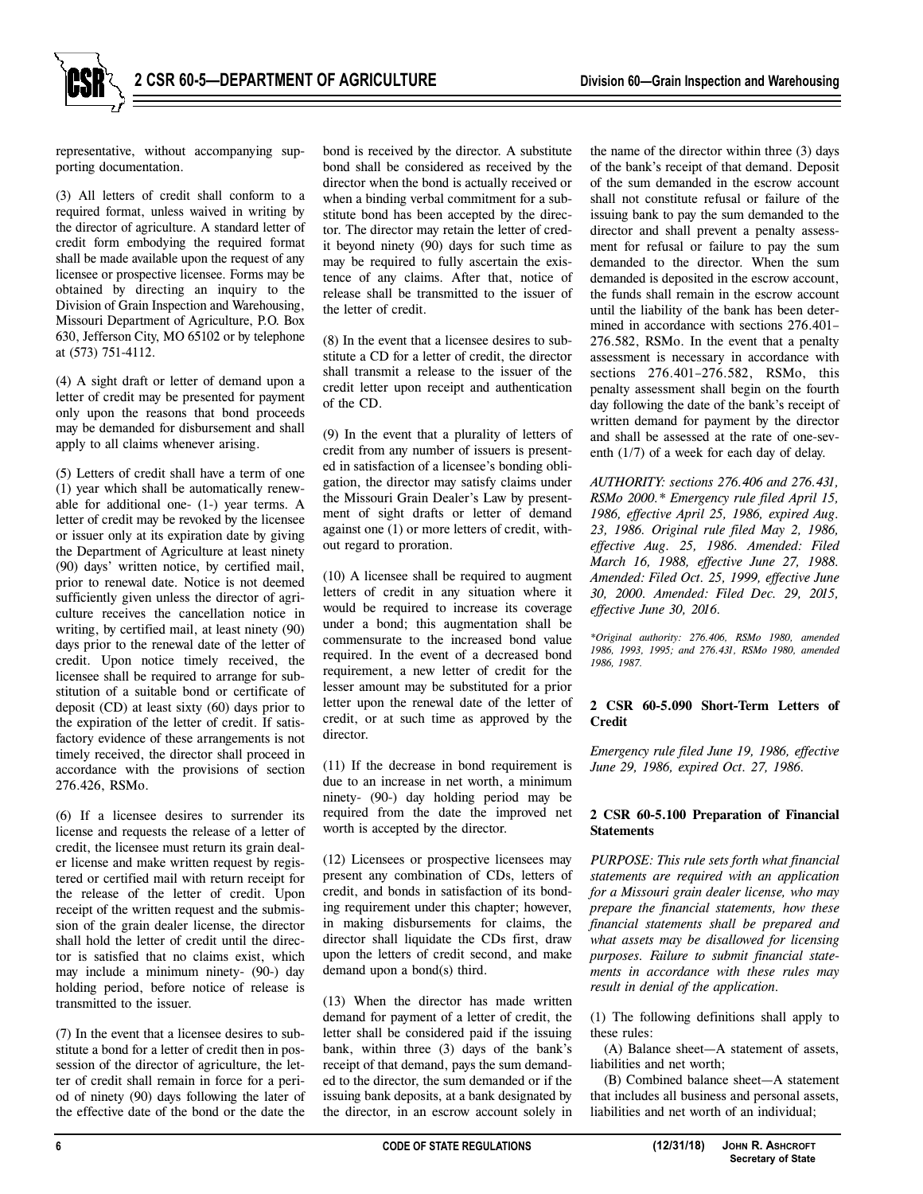representative, without accompanying supporting documentation.

(3) All letters of credit shall conform to a required format, unless waived in writing by the director of agriculture. A standard letter of credit form embodying the required format shall be made available upon the request of any licensee or prospective licensee. Forms may be obtained by directing an inquiry to the Division of Grain Inspection and Warehousing, Missouri Department of Agriculture, P.O. Box 630, Jefferson City, MO 65102 or by telephone at (573) 751-4112.

(4) A sight draft or letter of demand upon a letter of credit may be presented for payment only upon the reasons that bond proceeds may be demanded for disbursement and shall apply to all claims whenever arising.

(5) Letters of credit shall have a term of one (1) year which shall be automatically renewable for additional one- (1-) year terms. A letter of credit may be revoked by the licensee or issuer only at its expiration date by giving the Department of Agriculture at least ninety (90) days' written notice, by certified mail, prior to renewal date. Notice is not deemed sufficiently given unless the director of agriculture receives the cancellation notice in writing, by certified mail, at least ninety (90) days prior to the renewal date of the letter of credit. Upon notice timely received, the licensee shall be required to arrange for substitution of a suitable bond or certificate of deposit (CD) at least sixty (60) days prior to the expiration of the letter of credit. If satisfactory evidence of these arrangements is not timely received, the director shall proceed in accordance with the provisions of section 276.426, RSMo.

(6) If a licensee desires to surrender its license and requests the release of a letter of credit, the licensee must return its grain dealer license and make written request by registered or certified mail with return receipt for the release of the letter of credit. Upon receipt of the written request and the submission of the grain dealer license, the director shall hold the letter of credit until the director is satisfied that no claims exist, which may include a minimum ninety- (90-) day holding period, before notice of release is transmitted to the issuer.

(7) In the event that a licensee desires to substitute a bond for a letter of credit then in possession of the director of agriculture, the letter of credit shall remain in force for a period of ninety (90) days following the later of the effective date of the bond or the date the bond is received by the director. A substitute bond shall be considered as received by the director when the bond is actually received or when a binding verbal commitment for a substitute bond has been accepted by the director. The director may retain the letter of credit beyond ninety (90) days for such time as may be required to fully ascertain the existence of any claims. After that, notice of release shall be transmitted to the issuer of the letter of credit.

(8) In the event that a licensee desires to substitute a CD for a letter of credit, the director shall transmit a release to the issuer of the credit letter upon receipt and authentication of the CD.

(9) In the event that a plurality of letters of credit from any number of issuers is presented in satisfaction of a licensee's bonding obligation, the director may satisfy claims under the Missouri Grain Dealer's Law by presentment of sight drafts or letter of demand against one (1) or more letters of credit, without regard to proration.

(10) A licensee shall be required to augment letters of credit in any situation where it would be required to increase its coverage under a bond; this augmentation shall be commensurate to the increased bond value required. In the event of a decreased bond requirement, a new letter of credit for the lesser amount may be substituted for a prior letter upon the renewal date of the letter of credit, or at such time as approved by the director.

(11) If the decrease in bond requirement is due to an increase in net worth, a minimum ninety- (90-) day holding period may be required from the date the improved net worth is accepted by the director.

(12) Licensees or prospective licensees may present any combination of CDs, letters of credit, and bonds in satisfaction of its bonding requirement under this chapter; however, in making disbursements for claims, the director shall liquidate the CDs first, draw upon the letters of credit second, and make demand upon a bond(s) third.

(13) When the director has made written demand for payment of a letter of credit, the letter shall be considered paid if the issuing bank, within three (3) days of the bank's receipt of that demand, pays the sum demanded to the director, the sum demanded or if the issuing bank deposits, at a bank designated by the director, in an escrow account solely in the name of the director within three (3) days of the bank's receipt of that demand. Deposit of the sum demanded in the escrow account shall not constitute refusal or failure of the issuing bank to pay the sum demanded to the director and shall prevent a penalty assessment for refusal or failure to pay the sum demanded to the director. When the sum demanded is deposited in the escrow account, the funds shall remain in the escrow account until the liability of the bank has been determined in accordance with sections 276.401–276.582, RSMo. In the event that a penalty assessment is necessary in accordance with sections 276.401–276.582, RSMo, this penalty assessment shall begin on the fourth day following the date of the bank's receipt of written demand for payment by the director and shall be assessed at the rate of one-seventh (1/7) of a week for each day of delay.

*AUTHORITY: sections 276.406 and 276.431, RSMo 2000.\* Emergency rule filed April 15, 1986, effective April 25, 1986, expired Aug. 23, 1986. Original rule filed May 2, 1986, effective Aug. 25, 1986. Amended: Filed March 16, 1988, effective June 27, 1988. Amended: Filed Oct. 25, 1999, effective June 30, 2000. Amended: Filed Dec. 29, 2015, effective June 30, 2016.*

*\*Original authority: 276.406, RSMo 1980, amended 1986, 1993, 1995; and 276.431, RSMo 1980, amended 1986, 1987.*

**2 CSR 60-5.090 Short-Term Letters of Credit**

*Emergency rule filed June 19, 1986, effective June 29, 1986, expired Oct. 27, 1986.*

**2 CSR 60-5.100 Preparation of Financial Statements**

*PURPOSE: This rule sets forth what financial statements are required with an application for a Missouri grain dealer license, who may prepare the financial statements, how these financial statements shall be prepared and what assets may be disallowed for licensing purposes. Failure to submit financial statements in accordance with these rules may result in denial of the application.*

(1) The following definitions shall apply to these rules:

(A) Balance sheet—A statement of assets, liabilities and net worth;

(B) Combined balance sheet—A statement that includes all business and personal assets, liabilities and net worth of an individual;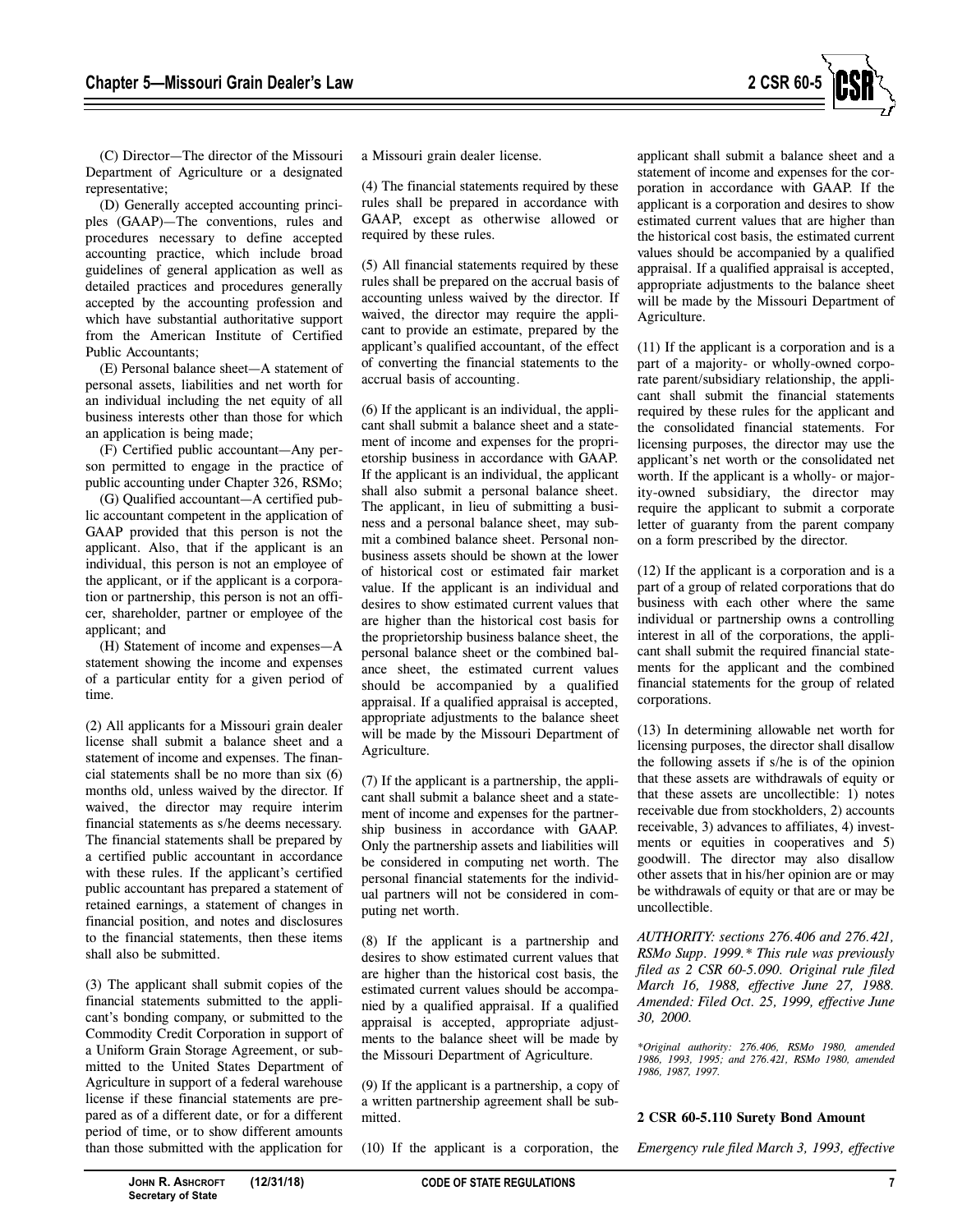(C) Director—The director of the Missouri Department of Agriculture or a designated representative;

(D) Generally accepted accounting principles (GAAP)—The conventions, rules and procedures necessary to define accepted accounting practice, which include broad guidelines of general application as well as detailed practices and procedures generally accepted by the accounting profession and which have substantial authoritative support from the American Institute of Certified Public Accountants;

(E) Personal balance sheet—A statement of personal assets, liabilities and net worth for an individual including the net equity of all business interests other than those for which an application is being made;

(F) Certified public accountant—Any person permitted to engage in the practice of public accounting under Chapter 326, RSMo;

(G) Qualified accountant—A certified public accountant competent in the application of GAAP provided that this person is not the applicant. Also, that if the applicant is an individual, this person is not an employee of the applicant, or if the applicant is a corporation or partnership, this person is not an officer, shareholder, partner or employee of the applicant; and

(H) Statement of income and expenses—A statement showing the income and expenses of a particular entity for a given period of time.

(2) All applicants for a Missouri grain dealer license shall submit a balance sheet and a statement of income and expenses. The financial statements shall be no more than six (6) months old, unless waived by the director. If waived, the director may require interim financial statements as s/he deems necessary. The financial statements shall be prepared by a certified public accountant in accordance with these rules. If the applicant's certified public accountant has prepared a statement of retained earnings, a statement of changes in financial position, and notes and disclosures to the financial statements, then these items shall also be submitted.

(3) The applicant shall submit copies of the financial statements submitted to the applicant's bonding company, or submitted to the Commodity Credit Corporation in support of a Uniform Grain Storage Agreement, or submitted to the United States Department of Agriculture in support of a federal warehouse license if these financial statements are prepared as of a different date, or for a different period of time, or to show different amounts than those submitted with the application for a Missouri grain dealer license.

(4) The financial statements required by these rules shall be prepared in accordance with GAAP, except as otherwise allowed or required by these rules.

(5) All financial statements required by these rules shall be prepared on the accrual basis of accounting unless waived by the director. If waived, the director may require the applicant to provide an estimate, prepared by the applicant's qualified accountant, of the effect of converting the financial statements to the accrual basis of accounting.

(6) If the applicant is an individual, the applicant shall submit a balance sheet and a statement of income and expenses for the proprietorship business in accordance with GAAP. If the applicant is an individual, the applicant shall also submit a personal balance sheet. The applicant, in lieu of submitting a business and a personal balance sheet, may submit a combined balance sheet. Personal nonbusiness assets should be shown at the lower of historical cost or estimated fair market value. If the applicant is an individual and desires to show estimated current values that are higher than the historical cost basis for the proprietorship business balance sheet, the personal balance sheet or the combined balance sheet, the estimated current values should be accompanied by a qualified appraisal. If a qualified appraisal is accepted, appropriate adjustments to the balance sheet will be made by the Missouri Department of Agriculture.

(7) If the applicant is a partnership, the applicant shall submit a balance sheet and a statement of income and expenses for the partnership business in accordance with GAAP. Only the partnership assets and liabilities will be considered in computing net worth. The personal financial statements for the individual partners will not be considered in computing net worth.

(8) If the applicant is a partnership and desires to show estimated current values that are higher than the historical cost basis, the estimated current values should be accompanied by a qualified appraisal. If a qualified appraisal is accepted, appropriate adjustments to the balance sheet will be made by the Missouri Department of Agriculture.

(9) If the applicant is a partnership, a copy of a written partnership agreement shall be submitted.

(10) If the applicant is a corporation, the applicant shall submit a balance sheet and a statement of income and expenses for the corporation in accordance with GAAP. If the applicant is a corporation and desires to show estimated current values that are higher than the historical cost basis, the estimated current values should be accompanied by a qualified appraisal. If a qualified appraisal is accepted, appropriate adjustments to the balance sheet will be made by the Missouri Department of Agriculture.

(11) If the applicant is a corporation and is a part of a majority- or wholly-owned corporate parent/subsidiary relationship, the applicant shall submit the financial statements required by these rules for the applicant and the consolidated financial statements. For licensing purposes, the director may use the applicant's net worth or the consolidated net worth. If the applicant is a wholly- or majority-owned subsidiary, the director may require the applicant to submit a corporate letter of guaranty from the parent company on a form prescribed by the director.

(12) If the applicant is a corporation and is a part of a group of related corporations that do business with each other where the same individual or partnership owns a controlling interest in all of the corporations, the applicant shall submit the required financial statements for the applicant and the combined financial statements for the group of related corporations.

(13) In determining allowable net worth for licensing purposes, the director shall disallow the following assets if s/he is of the opinion that these assets are withdrawals of equity or that these assets are uncollectible: 1) notes receivable due from stockholders, 2) accounts receivable, 3) advances to affiliates, 4) investments or equities in cooperatives and 5) goodwill. The director may also disallow other assets that in his/her opinion are or may be withdrawals of equity or that are or may be uncollectible.

*AUTHORITY: sections 276.406 and 276.421, RSMo Supp. 1999.\* This rule was previously filed as 2 CSR 60-5.090. Original rule filed March 16, 1988, effective June 27, 1988. Amended: Filed Oct. 25, 1999, effective June 30, 2000.*

*\*Original authority: 276.406, RSMo 1980, amended 1986, 1993, 1995; and 276.421, RSMo 1980, amended 1986, 1987, 1997.*

**2 CSR 60-5.110 Surety Bond Amount**

*Emergency rule filed March 3, 1993, effective*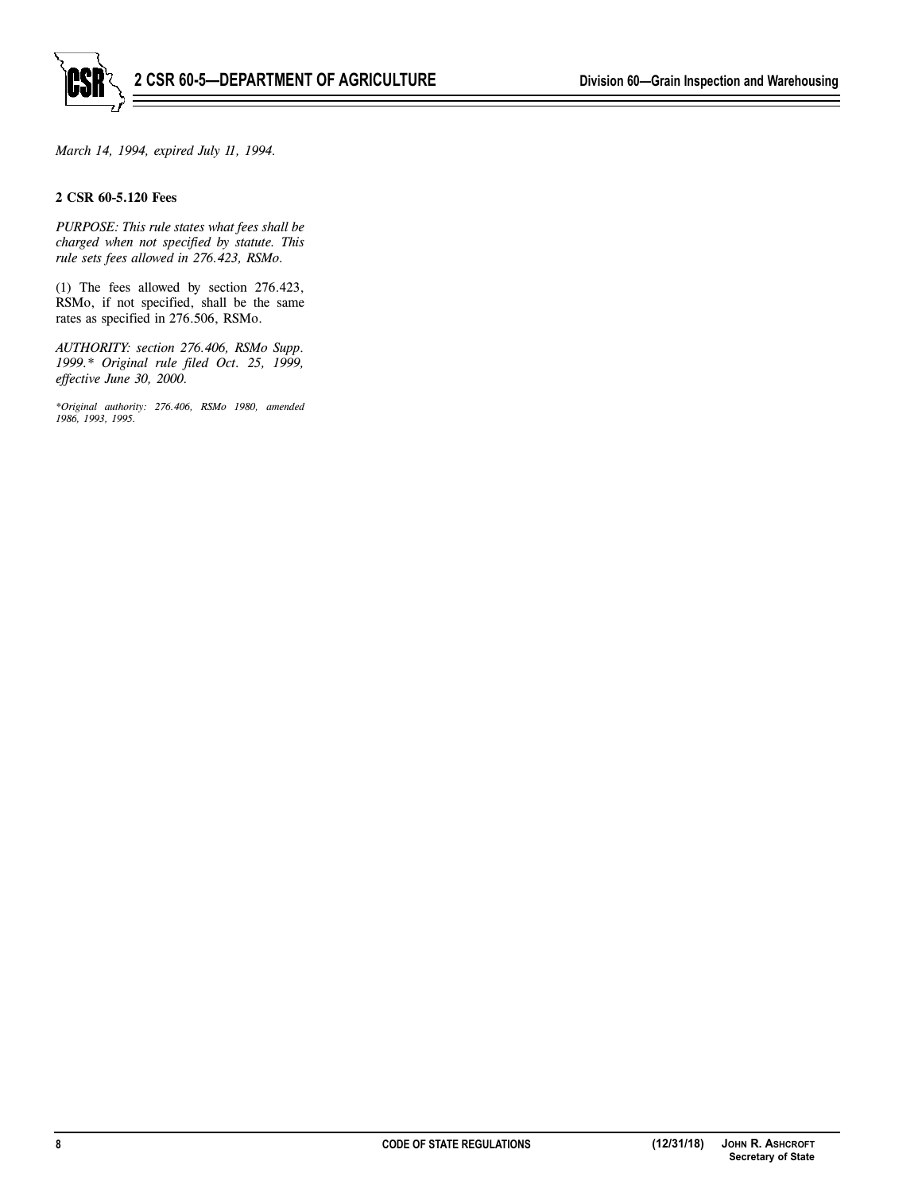*March 14, 1994, expired July 11, 1994.*

**2 CSR 60-5.120 Fees**

*PURPOSE: This rule states what fees shall be charged when not specified by statute. This rule sets fees allowed in 276.423, RSMo.*

(1) The fees allowed by section 276.423, RSMo, if not specified, shall be the same rates as specified in 276.506, RSMo.

*AUTHORITY: section 276.406, RSMo Supp. 1999.\* Original rule filed Oct. 25, 1999, effective June 30, 2000.*

*\*Original authority: 276.406, RSMo 1980, amended 1986, 1993, 1995.*